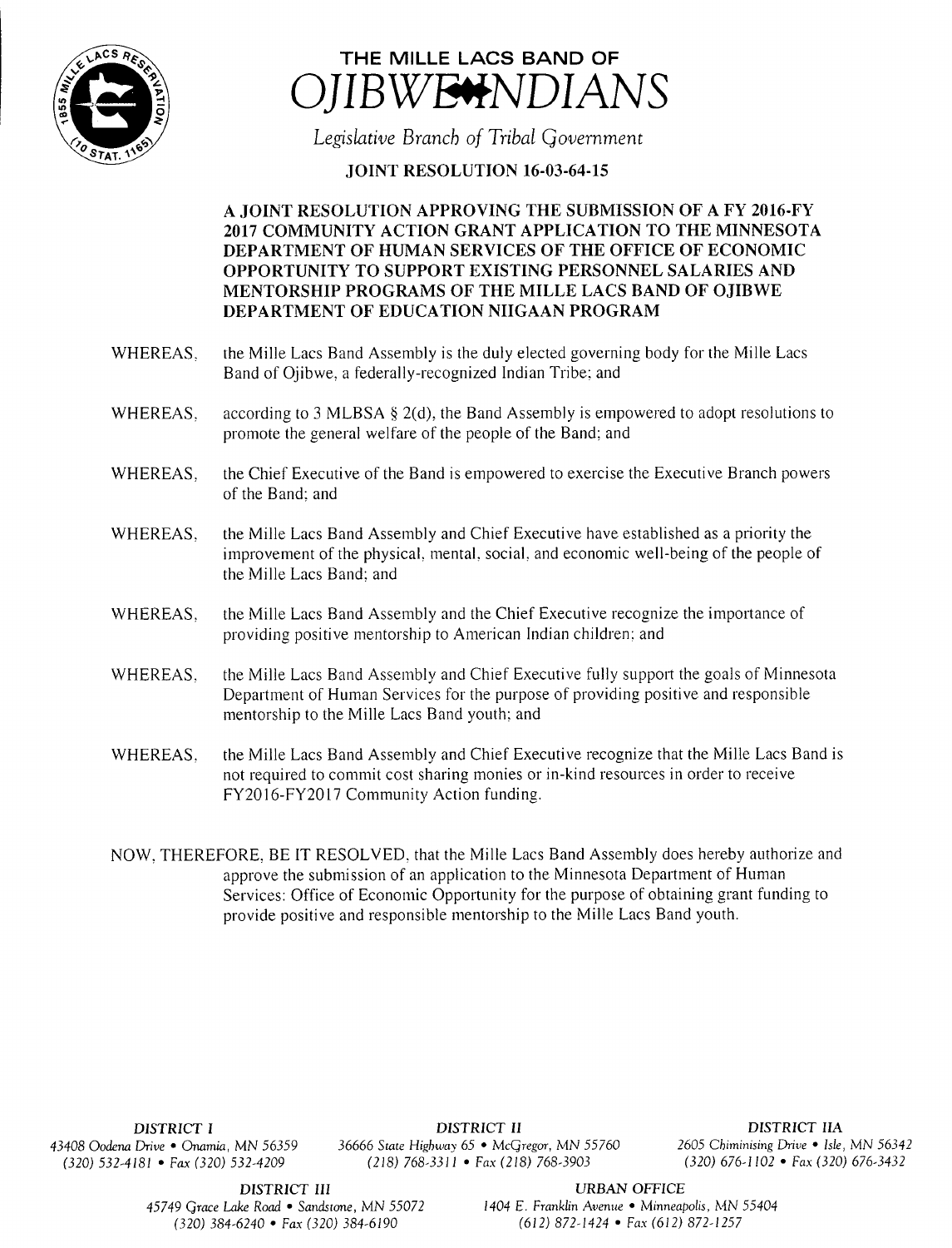# THE MILLE LACS BAND OF OJIBWE INDIANS

*Legislative Branch of Tribal Government*

**JOINT RESOLUTION 16-03-64-15**

**A JOINT RESOLUTION APPROVING THE SUBMISSION OF A FY 2016-FY 2017 COMMUNITY ACTION GRANT APPLICATION TO THE MINNESOTA DEPARTMENT OF HUMAN SERVICES OF THE OFFICE OF ECONOMIC OPPORTUNITY TO SUPPORT EXISTING PERSONNEL SALARIES AND MENTORSHIP PROGRAMS OF THE MILLE LACS BAND OF OJIBWE DEPARTMENT OF EDUCATION NIIGAAN PROGRAM**

WHEREAS, the Mille Lacs Band Assembly is the duly elected governing body for the Mille Lacs Band of Ojibwe, a federally-recognized Indian Tribe; and

WHEREAS, according to 3 MLBSA § 2(d), the Band Assembly is empowered to adopt resolutions to promote the general welfare of the people of the Band; and

WHEREAS, the Chief Executive of the Band is empowered to exercise the Executive Branch powers of the Band; and

WHEREAS, the Mille Lacs Band Assembly and Chief Executive have established as a priority the improvement of the physical, mental, social, and economic well-being of the people of the Mille Lacs Band; and

WHEREAS, the Mille Lacs Band Assembly and the Chief Executive recognize the importance of providing positive mentorship to American Indian children; and

WHEREAS, the Mille Lacs Band Assembly and Chief Executive fully support the goals of Minnesota Department of Human Services for the purpose of providing positive and responsible mentorship to the Mille Lacs Band youth; and

WHEREAS, the Mille Lacs Band Assembly and Chief Executive recognize that the Mille Lacs Band is not required to commit cost sharing monies or in-kind resources in order to receive FY2016-FY2017 Community Action funding.

NOW, THEREFORE, BE IT RESOLVED, that the Mille Lacs Band Assembly does hereby authorize and approve the submission of an application to the Minnesota Department of Human Services: Office of Economic Opportunity for the purpose of obtaining grant funding to provide positive and responsible mentorship to the Mille Lacs Band youth.

*DISTRICT I*
*43408 Oodena Drive • Onamia, MN 56359*
*(320) 532-4181 • Fax (320) 532-4209*

*DISTRICT II*
*36666 State Highway 65 • McGregor, MN 55760*
*(218) 768-3311 • Fax (218) 768-3903*

*DISTRICT IIA*
*2605 Chiminising Drive • Isle, MN 56342*
*(320) 676-1102 • Fax (320) 676-3432*

*DISTRICT III*
*45749 Grace Lake Road • Sandstone, MN 55072*
*(320) 384-6240 • Fax (320) 384-6190*

*URBAN OFFICE*
*1404 E. Franklin Avenue • Minneapolis, MN 55404*
*(612) 872-1424 • Fax (612) 872-1257*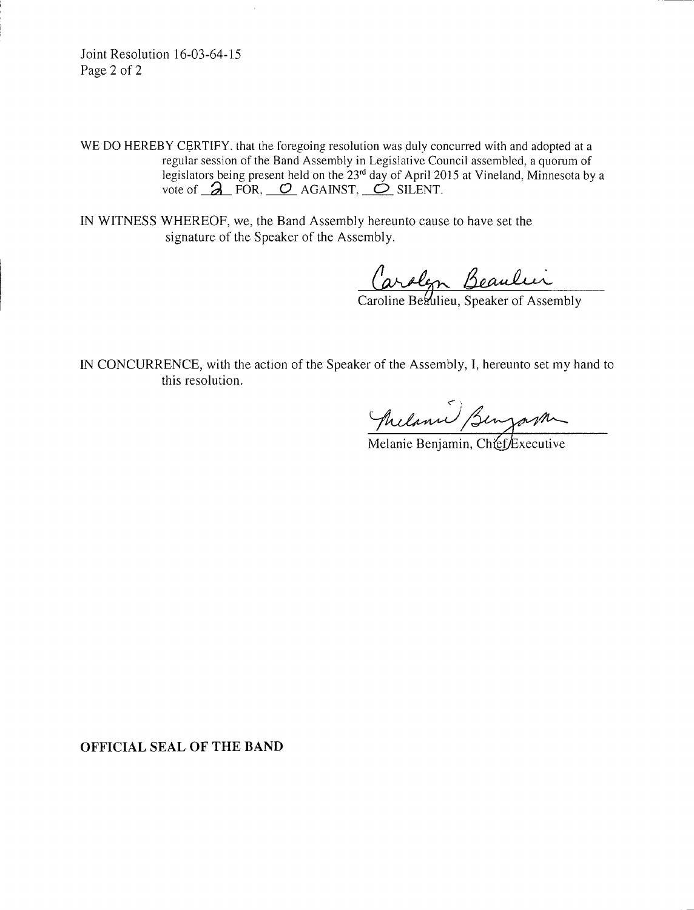Joint Resolution 16-03-64-15

WE DO HEREBY CERTIFY, that the foregoing resolution was duly concurred with and adopted at a regular session of the Band Assembly in Legislative Council assembled, a quorum of legislators being present held on the 23rd day of April 2015 at Vineland, Minnesota by a vote of 2 FOR, 0 AGAINST, 0 SILENT.

IN WITNESS WHEREOF, we, the Band Assembly hereunto cause to have set the signature of the Speaker of the Assembly.

Caroline Beaulieu, Speaker of Assembly

IN CONCURRENCE, with the action of the Speaker of the Assembly, I, hereunto set my hand to this resolution.

Melanie Benjamin, Chief Executive

**OFFICIAL SEAL OF THE BAND**